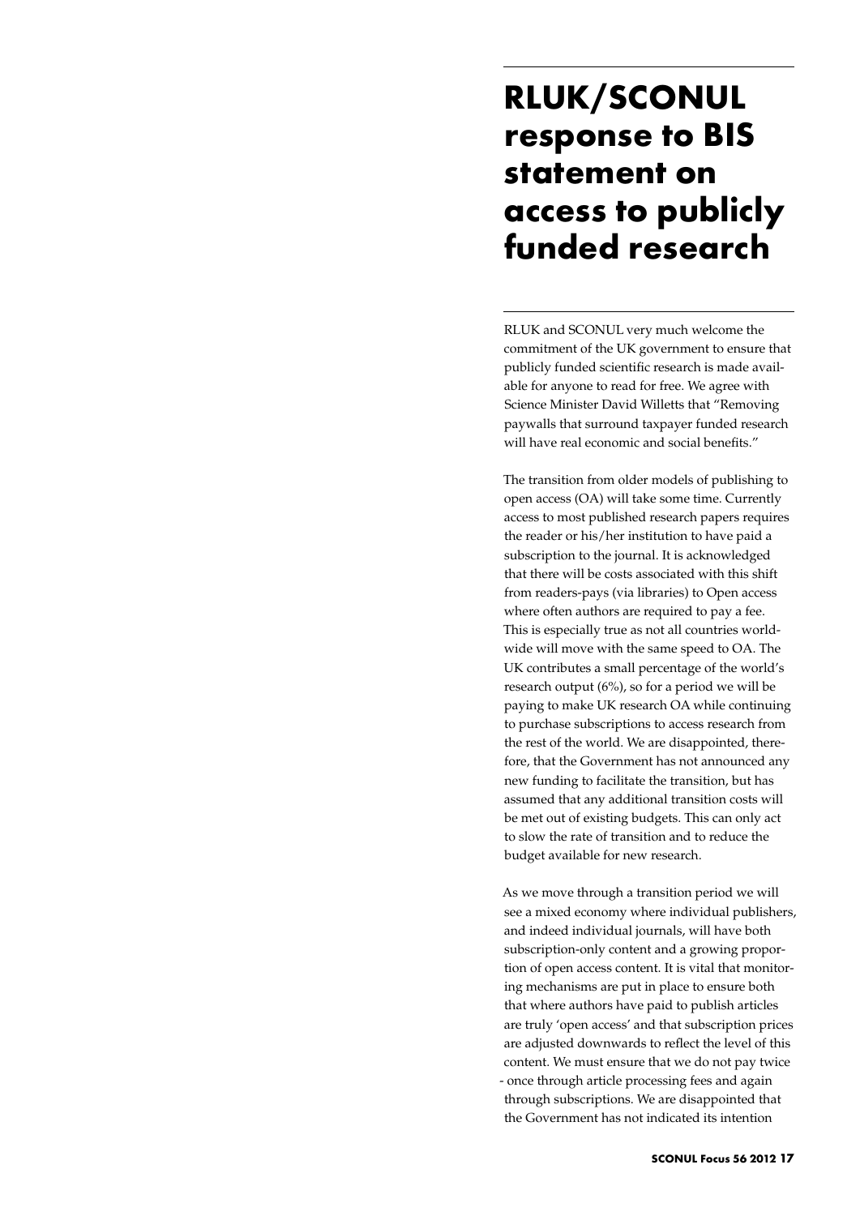# RLUK/SCONUL response to BIS statement on access to publicly funded research

RLUK and SCONUL very much welcome the commitment of the UK government to ensure that publicly funded scientific research is made available for anyone to read for free. We agree with Science Minister David Willetts that "Removing paywalls that surround taxpayer funded research will have real economic and social benefits."

The transition from older models of publishing to open access (OA) will take some time. Currently access to most published research papers requires the reader or his/her institution to have paid a subscription to the journal. It is acknowledged that there will be costs associated with this shift from readers-pays (via libraries) to Open access where often authors are required to pay a fee. This is especially true as not all countries worldwide will move with the same speed to OA. The UK contributes a small percentage of the world's research output (6%), so for a period we will be paying to make UK research OA while continuing to purchase subscriptions to access research from the rest of the world. We are disappointed, therefore, that the Government has not announced any new funding to facilitate the transition, but has assumed that any additional transition costs will be met out of existing budgets. This can only act to slow the rate of transition and to reduce the budget available for new research.

As we move through a transition period we will see a mixed economy where individual publishers, and indeed individual journals, will have both subscription-only content and a growing proportion of open access content. It is vital that monitoring mechanisms are put in place to ensure both that where authors have paid to publish articles are truly 'open access' and that subscription prices are adjusted downwards to reflect the level of this content. We must ensure that we do not pay twice - once through article processing fees and again through subscriptions. We are disappointed that the Government has not indicated its intention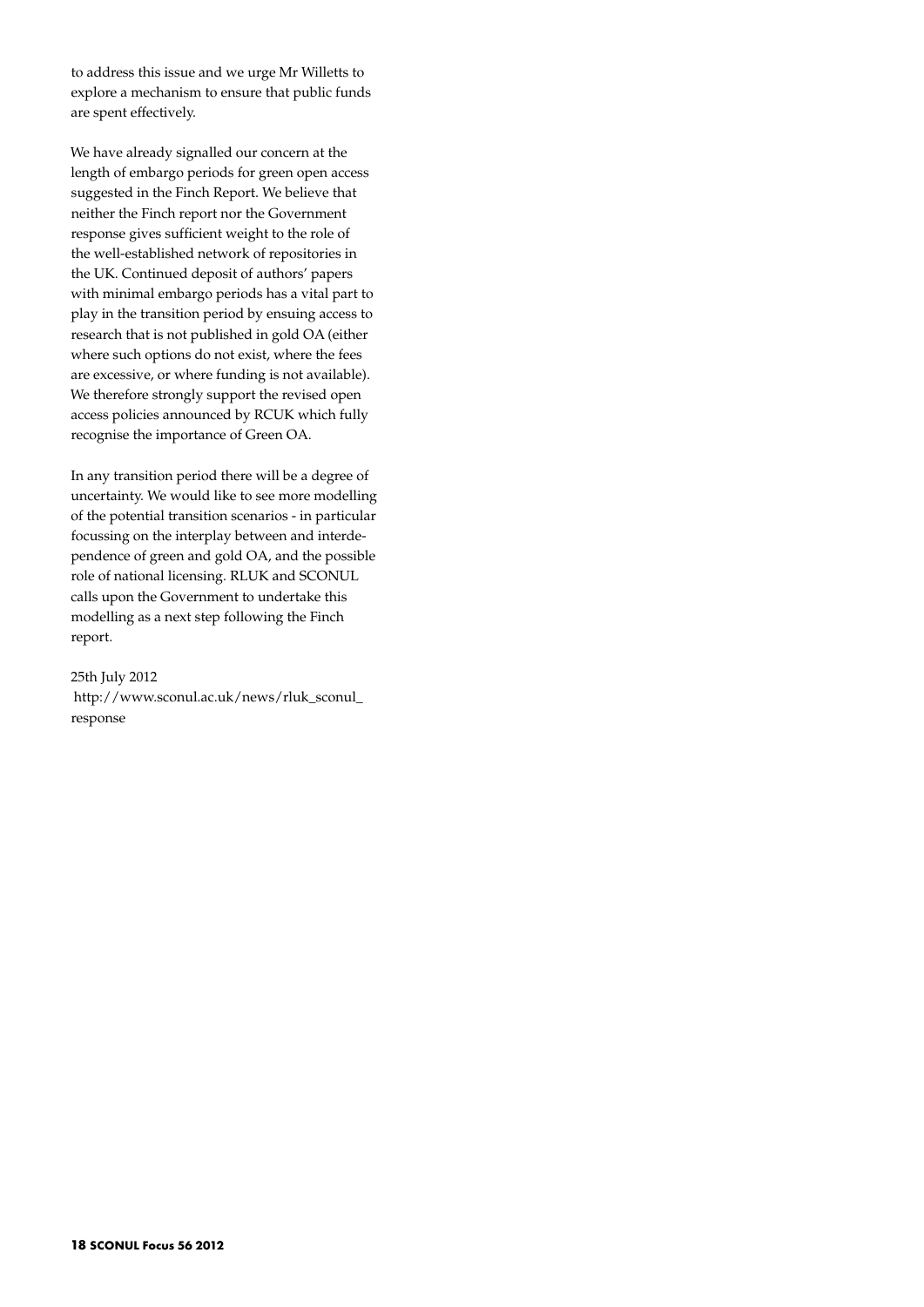to address this issue and we urge Mr Willetts to explore a mechanism to ensure that public funds are spent effectively.

We have already signalled our concern at the length of embargo periods for green open access suggested in the Finch Report. We believe that neither the Finch report nor the Government response gives sufficient weight to the role of the well-established network of repositories in the UK. Continued deposit of authors' papers with minimal embargo periods has a vital part to play in the transition period by ensuing access to research that is not published in gold OA (either where such options do not exist, where the fees are excessive, or where funding is not available). We therefore strongly support the revised open access policies announced by RCUK which fully recognise the importance of Green OA.

In any transition period there will be a degree of uncertainty. We would like to see more modelling of the potential transition scenarios - in particular focussing on the interplay between and interdependence of green and gold OA, and the possible role of national licensing. RLUK and SCONUL calls upon the Government to undertake this modelling as a next step following the Finch report.

25th July 2012
http://www.sconul.ac.uk/news/rluk_sconul_response